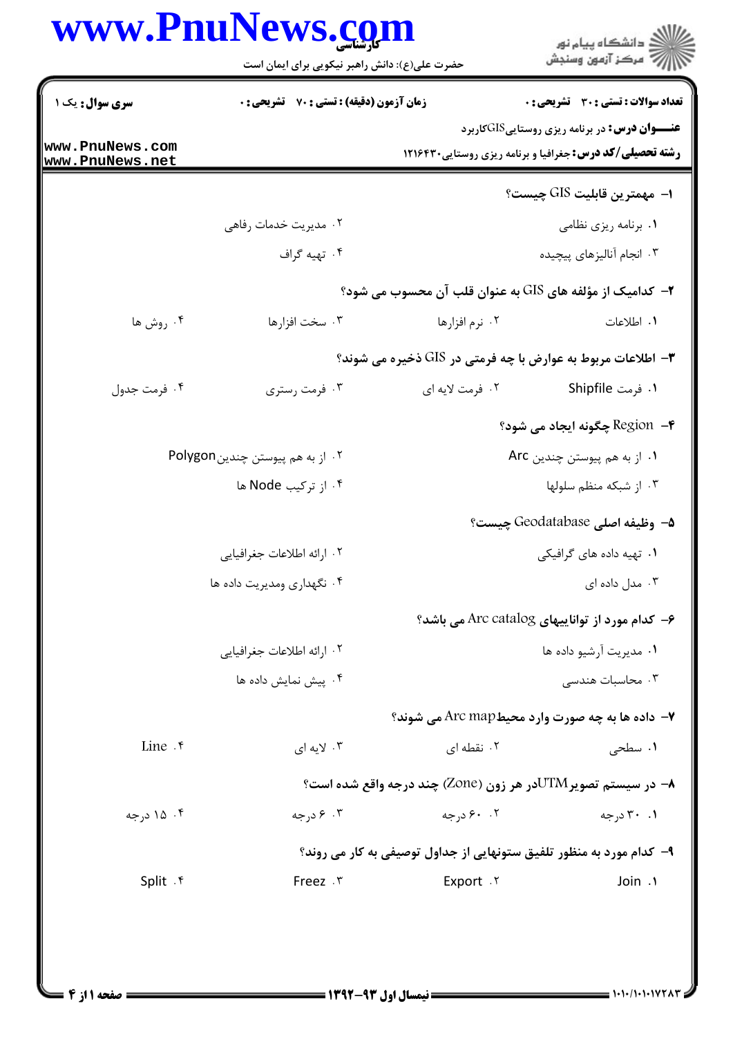**سری سوال:** یک ۱

**زمان آزمون (دقیقه) : تستی : ۷۰ تشریحی : ۰**

**تعداد سوالات : تستی : ۳۰ تشریحی : ۰**

**عنـــوان درس:** در برنامه ریزی روستاییGISکاربرد

**رشته تحصیلی/کد درس:** جغرافیا و برنامه ریزی روستایی۱۲۱۶۴۳۰

**۱- مهمترین قابلیت GIS چیست؟**

۱. برنامه ریزی نظامی
۲. مدیریت خدمات رفاهی
۳. انجام آنالیزهای پیچیده
۴. تهیه گراف

**۲- کدامیک از مؤلفه های GIS به عنوان قلب آن محسوب می شود؟**

۱. اطلاعات
۲. نرم افزارها
۳. سخت افزارها
۴. روش ها

**۳- اطلاعات مربوط به عوارض با چه فرمتی در GIS ذخیره می شوند؟**

۱. فرمت Shipfile
۲. فرمت لایه ای
۳. فرمت رستری
۴. فرمت جدول

**۴- Region چگونه ایجاد می شود؟**

۱. از به هم پیوستن چندین Arc
۲. از به هم پیوستن چندین Polygon
۳. از شبکه منظم سلولها
۴. از ترکیب Node ها

**۵- وظیفه اصلی Geodatabase چیست؟**

۱. تهیه داده های گرافیکی
۲. ارائه اطلاعات جغرافیایی
۳. مدل داده ای
۴. نگهداری ومدیریت داده ها

**۶- کدام مورد از تواناییهای Arc catalog می باشد؟**

۱. مدیریت آرشیو داده ها
۲. ارائه اطلاعات جغرافیایی
۳. محاسبات هندسی
۴. پیش نمایش داده ها

**۷- داده ها به چه صورت وارد محیطArc map می شوند؟**

۱. سطحی
۲. نقطه ای
۳. لایه ای
۴. Line

**۸- در سیستم تصویرUTMدر هر زون (Zone) چند درجه واقع شده است؟**

۱. ۳۰ درجه
۲. ۶۰ درجه
۳. ۶ درجه
۴. ۱۵ درجه

**۹- کدام مورد به منظور تلفیق ستونهایی از جداول توصیفی به کار می روند؟**

۱. Join
۲. Export
۳. Freez
۴. Split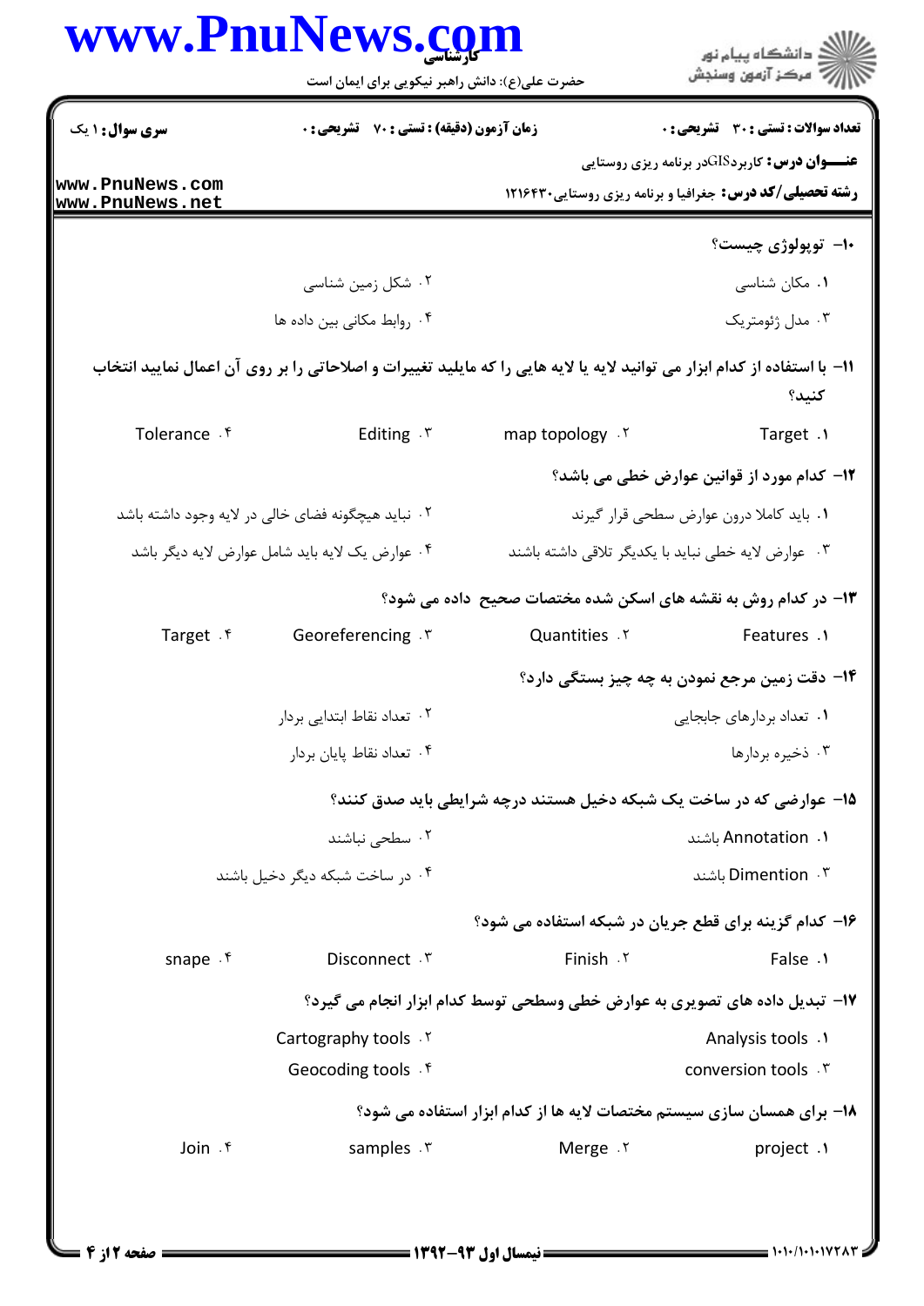**عنوان درس:** کاربردGISدر برنامه ریزی روستایی

**رشته تحصیلی/کد درس:** جغرافیا و برنامه ریزی روستایی۱۲۱۶۴۳۰

**سری سوال:** ۱ یک | **زمان آزمون (دقیقه) : تستی :** ۷۰ **تشریحی :** ۰ | **تعداد سوالات : تستی :** ۳۰ **تشریحی :** ۰

۱۰- توپولوژی چیست؟

۱. مکان شناسی
۲. شکل زمین شناسی
۳. مدل ژئومتریک
۴. روابط مکانی بین داده ها

۱۱- با استفاده از کدام ابزار می توانید لایه یا لایه هایی را که مایلید تغییرات و اصلاحاتی را بر روی آن اعمال نمایید انتخاب کنید؟

۱. Target
۲. map topology
۳. Editing
۴. Tolerance

۱۲- کدام مورد از قوانین عوارض خطی می باشد؟

۱. باید کاملا درون عوارض سطحی قرار گیرند
۲. نباید هیچگونه فضای خالی در لایه وجود داشته باشد
۳. عوارض لایه خطی نباید با یکدیگر تلاقی داشته باشند
۴. عوارض یک لایه باید شامل عوارض لایه دیگر باشد

۱۳- در کدام روش به نقشه های اسکن شده مختصات صحیح داده می شود؟

۱. Features
۲. Quantities
۳. Georeferencing
۴. Target

۱۴- دقت زمین مرجع نمودن به چه چیز بستگی دارد؟

۱. تعداد بردارهای جابجایی
۲. تعداد نقاط ابتدایی بردار
۳. ذخیره بردارها
۴. تعداد نقاط پایان بردار

۱۵- عوارضی که در ساخت یک شبکه دخیل هستند درچه شرایطی باید صدق کنند؟

۱. Annotation باشند
۲. سطحی نباشند
۳. Dimention باشند
۴. در ساخت شبکه دیگر دخیل باشند

۱۶- کدام گزینه برای قطع جریان در شبکه استفاده می شود؟

۱. False
۲. Finish
۳. Disconnect
۴. snape

۱۷- تبدیل داده های تصویری به عوارض خطی وسطحی توسط کدام ابزار انجام می گیرد؟

۱. Analysis tools
۲. Cartography tools
۳. conversion tools
۴. Geocoding tools

۱۸- برای همسان سازی سیستم مختصات لایه ها از کدام ابزار استفاده می شود؟

۱. project
۲. Merge
۳. samples
۴. Join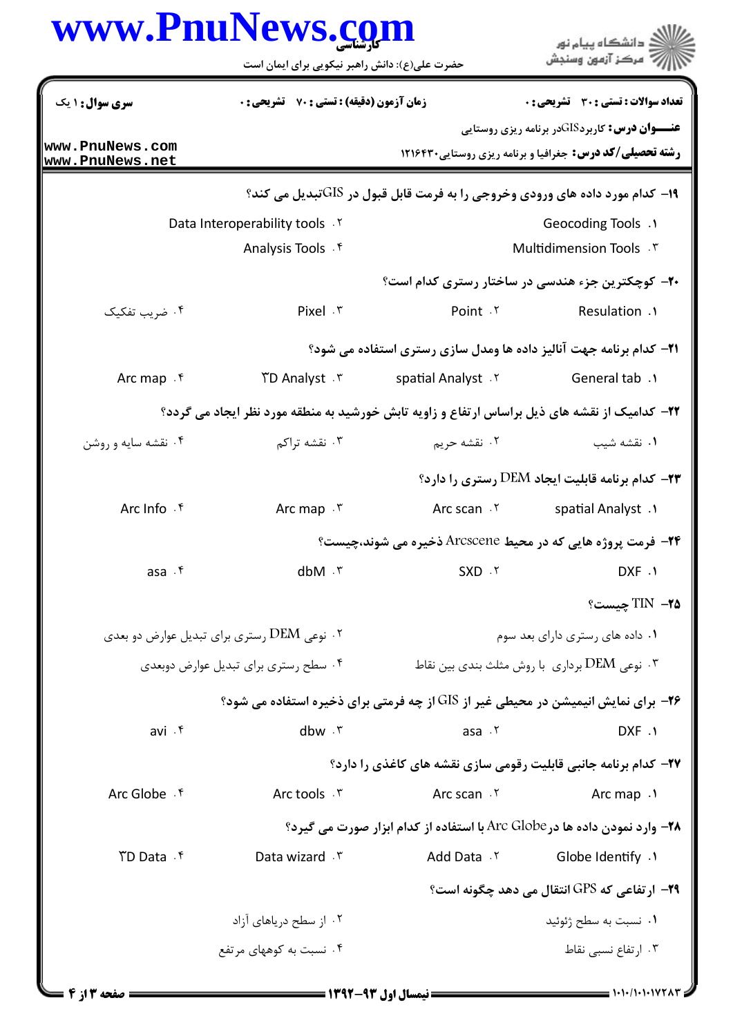**سری سوال:** ۱ یک

**زمان آزمون (دقیقه) : تستی :** ۷۰ **تشریحی :** ۰

**تعداد سوالات : تستی :** ۳۰ **تشریحی :** ۰

**عنـــوان درس:** کاربردGISدر برنامه ریزی روستایی

**رشته تحصیلی/کد درس:** جغرافیا و برنامه ریزی روستایی۱۲۱۶۴۳۰

۱۹- کدام مورد داده های ورودی وخروجی را به فرمت قابل قبول در GISتبدیل می کند؟

۱. Geocoding Tools

۲. Data Interoperability tools

۳. Multidimension Tools

۴. Analysis Tools

۲۰- کوچکترین جزء هندسی در ساختار رستری کدام است؟

۱. Resulation

۲. Point

۳. Pixel

۴. ضریب تفکیک

۲۱- کدام برنامه جهت آنالیز داده ها ومدل سازی رستری استفاده می شود؟

۱. General tab

۲. spatial Analyst

۳. 3D Analyst

۴. Arc map

۲۲- کدامیک از نقشه های ذیل براساس ارتفاع و زاویه تابش خورشید به منطقه مورد نظر ایجاد می گردد؟

۱. نقشه شیب

۲. نقشه حریم

۳. نقشه تراکم

۴. نقشه سایه و روشن

۲۳- کدام برنامه قابلیت ایجاد DEM رستری را دارد؟

۱. spatial Analyst

۲. Arc scan

۳. Arc map

۴. Arc Info

۲۴- فرمت پروژه هایی که در محیط Arcscene ذخیره می شوند،چیست؟

۱. DXF

۲. SXD

۳. dbM

۴. asa

۲۵- TIN چیست؟

۱. داده های رستری دارای بعد سوم

۲. نوعی DEM رستری برای تبدیل عوارض دو بعدی

۳. نوعی DEM برداری با روش مثلث بندی بین نقاط

۴. سطح رستری برای تبدیل عوارض دوبعدی

۲۶- برای نمایش انیمیشن در محیطی غیر از GIS از چه فرمتی برای ذخیره استفاده می شود؟

۱. DXF

۲. asa

۳. dbw

۴. avi

۲۷- کدام برنامه جانبی قابلیت رقومی سازی نقشه های کاغذی را دارد؟

۱. Arc map

۲. Arc scan

۳. Arc tools

۴. Arc Globe

۲۸- وارد نمودن داده ها در Arc Globe با استفاده از کدام ابزار صورت می گیرد؟

۱. Globe Identify

۲. Add Data

۳. Data wizard

۴. 3D Data

۲۹- ارتفاعی که GPS انتقال می دهد چگونه است؟

۱. نسبت به سطح ژئوئید

۲. از سطح دریاهای آزاد

۳. ارتفاع نسبی نقاط

۴. نسبت به کوههای مرتفع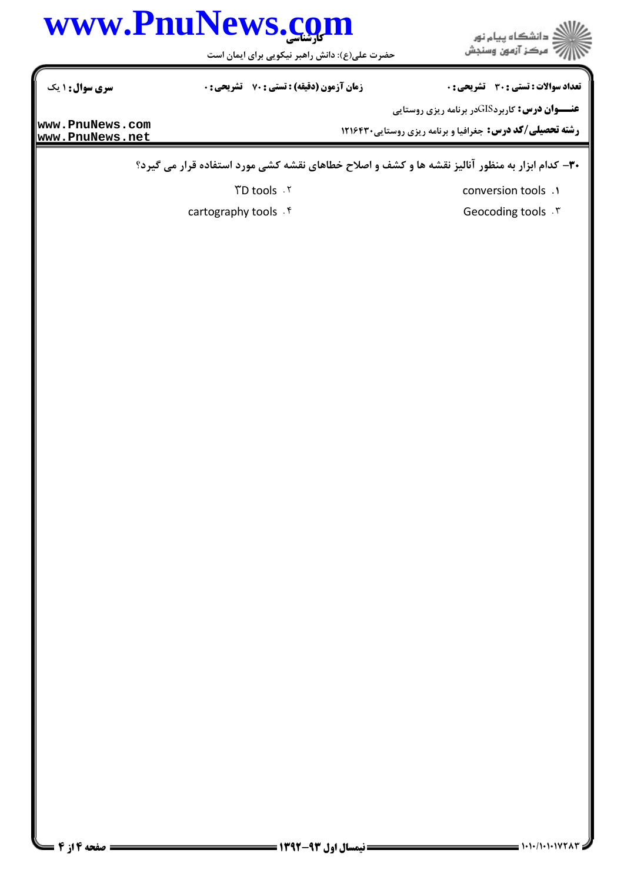**۳۰-** کدام ابزار به منظور آنالیز نقشه ها و کشف و اصلاح خطاهای نقشه کشی مورد استفاده قرار می گیرد؟

۱. conversion tools

۲. 3D tools

۳. Geocoding tools

۴. cartography tools